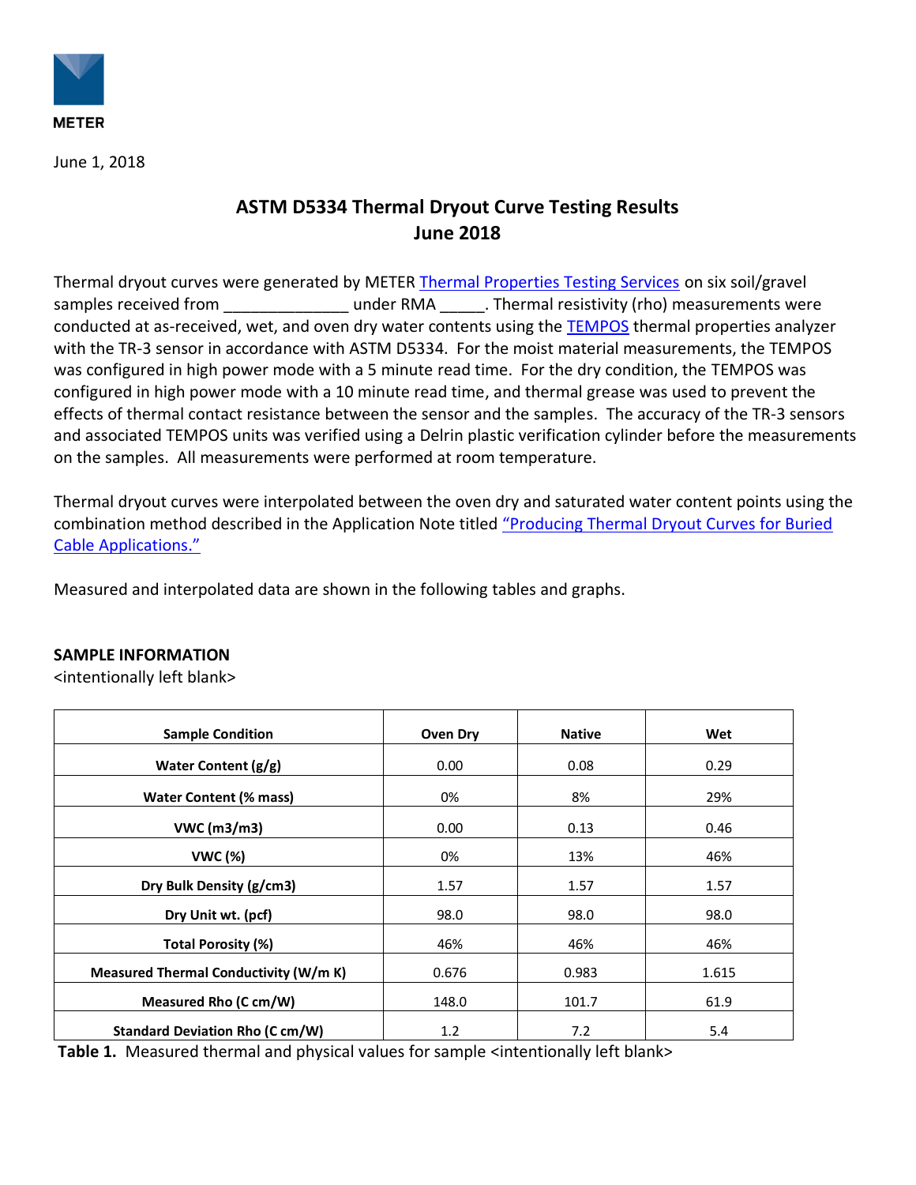METER

June 1, 2018

# ASTM D5334 Thermal Dryout Curve Testing Results
## June 2018

Thermal dryout curves were generated by METER Thermal Properties Testing Services on six soil/gravel samples received from ______________ under RMA _____. Thermal resistivity (rho) measurements were conducted at as-received, wet, and oven dry water contents using the TEMPOS thermal properties analyzer with the TR-3 sensor in accordance with ASTM D5334. For the moist material measurements, the TEMPOS was configured in high power mode with a 5 minute read time. For the dry condition, the TEMPOS was configured in high power mode with a 10 minute read time, and thermal grease was used to prevent the effects of thermal contact resistance between the sensor and the samples. The accuracy of the TR-3 sensors and associated TEMPOS units was verified using a Delrin plastic verification cylinder before the measurements on the samples. All measurements were performed at room temperature.

Thermal dryout curves were interpolated between the oven dry and saturated water content points using the combination method described in the Application Note titled "Producing Thermal Dryout Curves for Buried Cable Applications."

Measured and interpolated data are shown in the following tables and graphs.

**SAMPLE INFORMATION**
<intentionally left blank>

| Sample Condition | Oven Dry | Native | Wet |
|---|---|---|---|
| Water Content (g/g) | 0.00 | 0.08 | 0.29 |
| Water Content (% mass) | 0% | 8% | 29% |
| VWC (m3/m3) | 0.00 | 0.13 | 0.46 |
| VWC (%) | 0% | 13% | 46% |
| Dry Bulk Density (g/cm3) | 1.57 | 1.57 | 1.57 |
| Dry Unit wt. (pcf) | 98.0 | 98.0 | 98.0 |
| Total Porosity (%) | 46% | 46% | 46% |
| Measured Thermal Conductivity (W/m K) | 0.676 | 0.983 | 1.615 |
| Measured Rho (C cm/W) | 148.0 | 101.7 | 61.9 |
| Standard Deviation Rho (C cm/W) | 1.2 | 7.2 | 5.4 |

**Table 1.** Measured thermal and physical values for sample <intentionally left blank>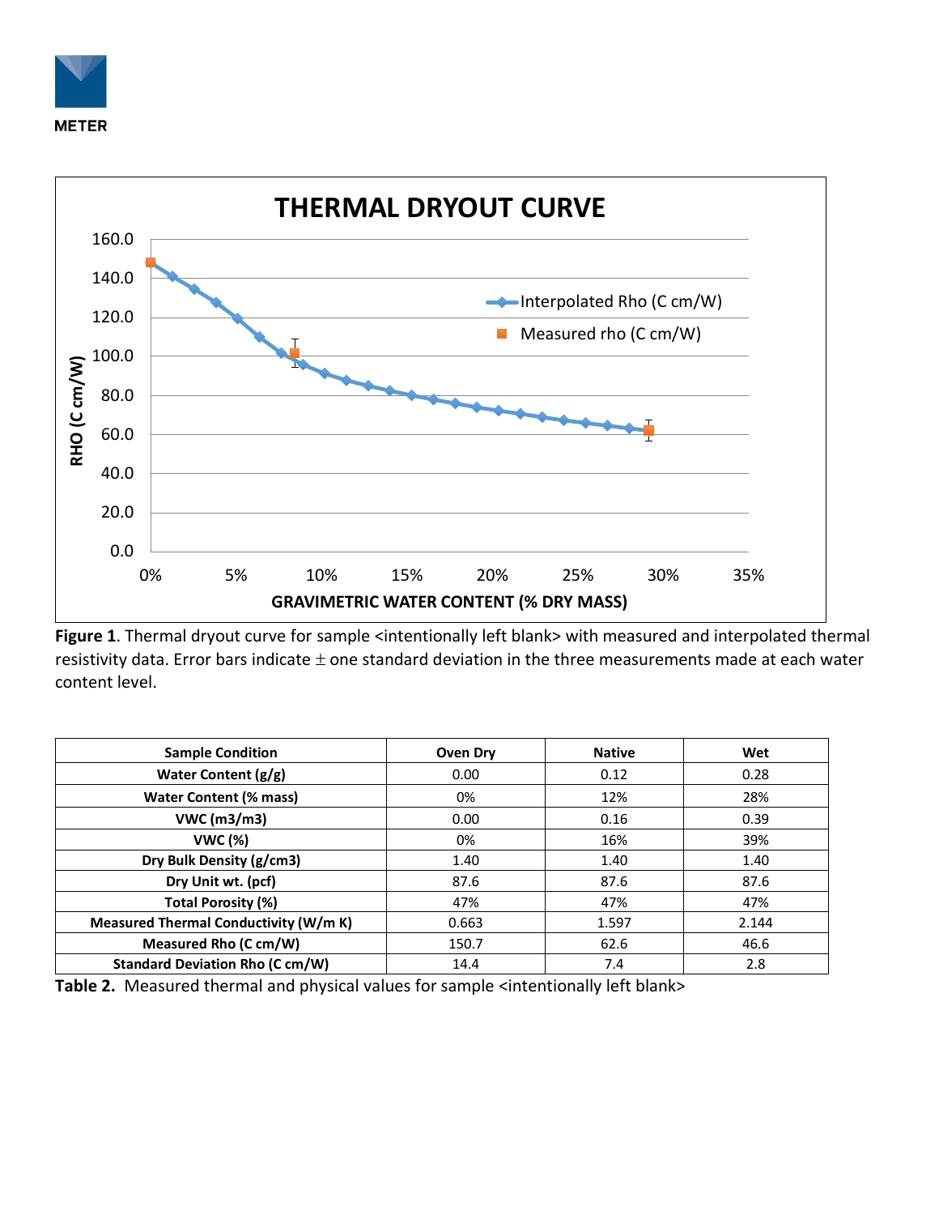Figure 1. Thermal dryout curve for sample <intentionally left blank> with measured and interpolated thermal resistivity data. Error bars indicate ± one standard deviation in the three measurements made at each water content level.

| Sample Condition | Oven Dry | Native | Wet |
|---|---|---|---|
| Water Content (g/g) | 0.00 | 0.12 | 0.28 |
| Water Content (% mass) | 0% | 12% | 28% |
| VWC (m3/m3) | 0.00 | 0.16 | 0.39 |
| VWC (%) | 0% | 16% | 39% |
| Dry Bulk Density (g/cm3) | 1.40 | 1.40 | 1.40 |
| Dry Unit wt. (pcf) | 87.6 | 87.6 | 87.6 |
| Total Porosity (%) | 47% | 47% | 47% |
| Measured Thermal Conductivity (W/m K) | 0.663 | 1.597 | 2.144 |
| Measured Rho (C cm/W) | 150.7 | 62.6 | 46.6 |
| Standard Deviation Rho (C cm/W) | 14.4 | 7.4 | 2.8 |

**Table 2.** Measured thermal and physical values for sample <intentionally left blank>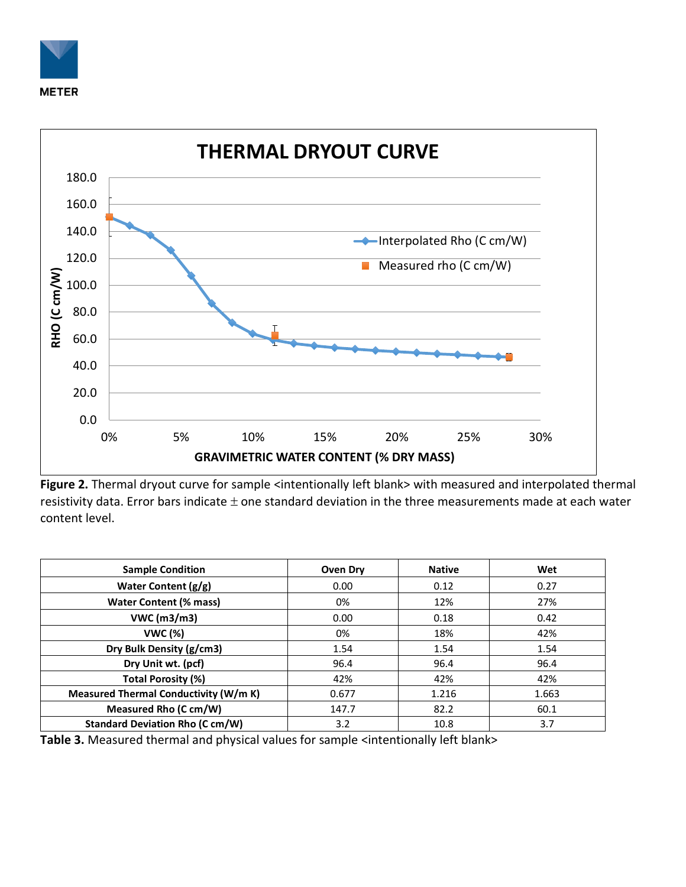**Figure 2.** Thermal dryout curve for sample <intentionally left blank> with measured and interpolated thermal resistivity data. Error bars indicate ± one standard deviation in the three measurements made at each water content level.

| Sample Condition | Oven Dry | Native | Wet |
| --- | --- | --- | --- |
| Water Content (g/g) | 0.00 | 0.12 | 0.27 |
| Water Content (% mass) | 0% | 12% | 27% |
| VWC (m3/m3) | 0.00 | 0.18 | 0.42 |
| VWC (%) | 0% | 18% | 42% |
| Dry Bulk Density (g/cm3) | 1.54 | 1.54 | 1.54 |
| Dry Unit wt. (pcf) | 96.4 | 96.4 | 96.4 |
| Total Porosity (%) | 42% | 42% | 42% |
| Measured Thermal Conductivity (W/m K) | 0.677 | 1.216 | 1.663 |
| Measured Rho (C cm/W) | 147.7 | 82.2 | 60.1 |
| Standard Deviation Rho (C cm/W) | 3.2 | 10.8 | 3.7 |

**Table 3.** Measured thermal and physical values for sample <intentionally left blank>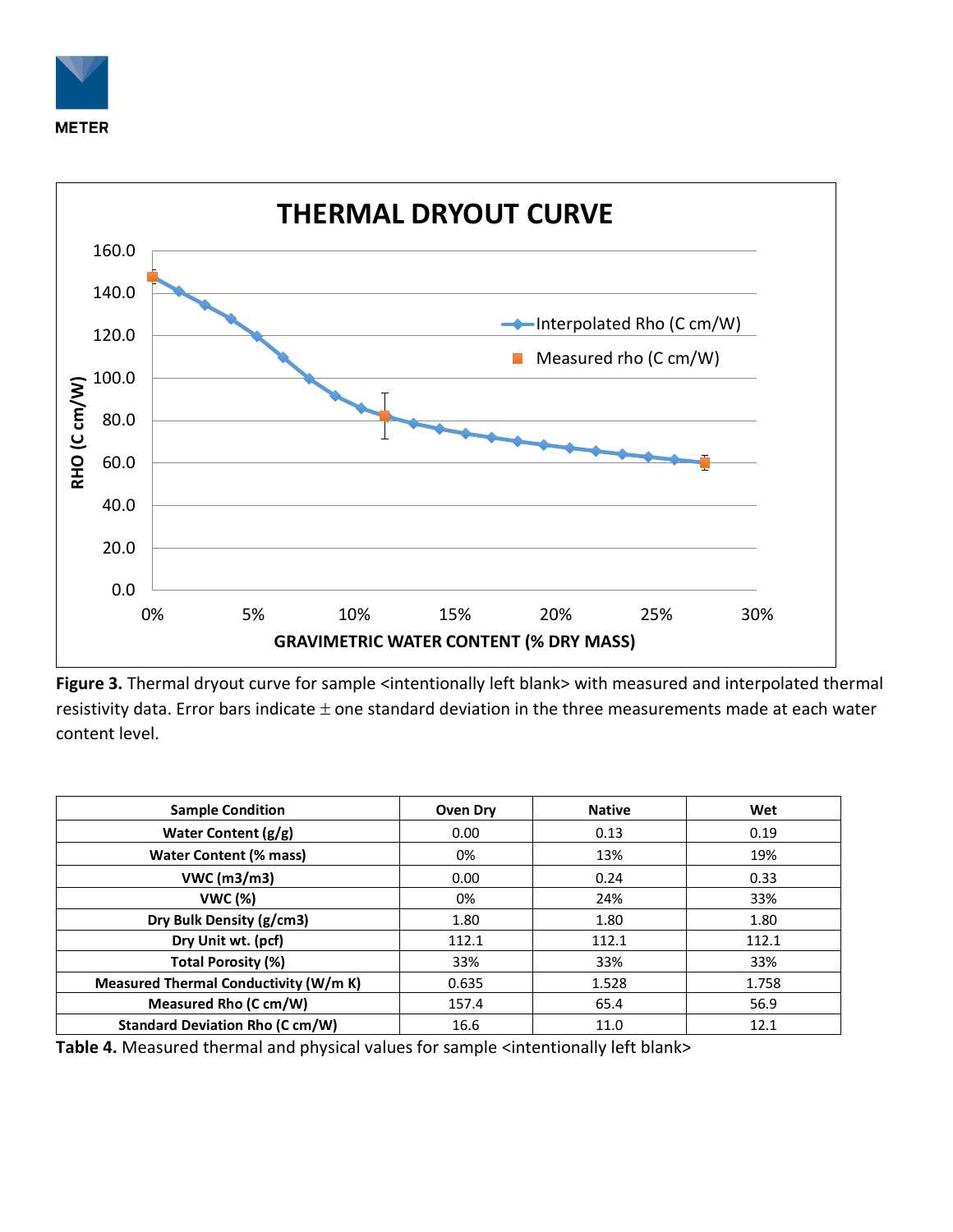**Figure 3.** Thermal dryout curve for sample <intentionally left blank> with measured and interpolated thermal resistivity data. Error bars indicate ± one standard deviation in the three measurements made at each water content level.

| Sample Condition | Oven Dry | Native | Wet |
|---|---|---|---|
| Water Content (g/g) | 0.00 | 0.13 | 0.19 |
| Water Content (% mass) | 0% | 13% | 19% |
| VWC (m3/m3) | 0.00 | 0.24 | 0.33 |
| VWC (%) | 0% | 24% | 33% |
| Dry Bulk Density (g/cm3) | 1.80 | 1.80 | 1.80 |
| Dry Unit wt. (pcf) | 112.1 | 112.1 | 112.1 |
| Total Porosity (%) | 33% | 33% | 33% |
| Measured Thermal Conductivity (W/m K) | 0.635 | 1.528 | 1.758 |
| Measured Rho (C cm/W) | 157.4 | 65.4 | 56.9 |
| Standard Deviation Rho (C cm/W) | 16.6 | 11.0 | 12.1 |

**Table 4.** Measured thermal and physical values for sample <intentionally left blank>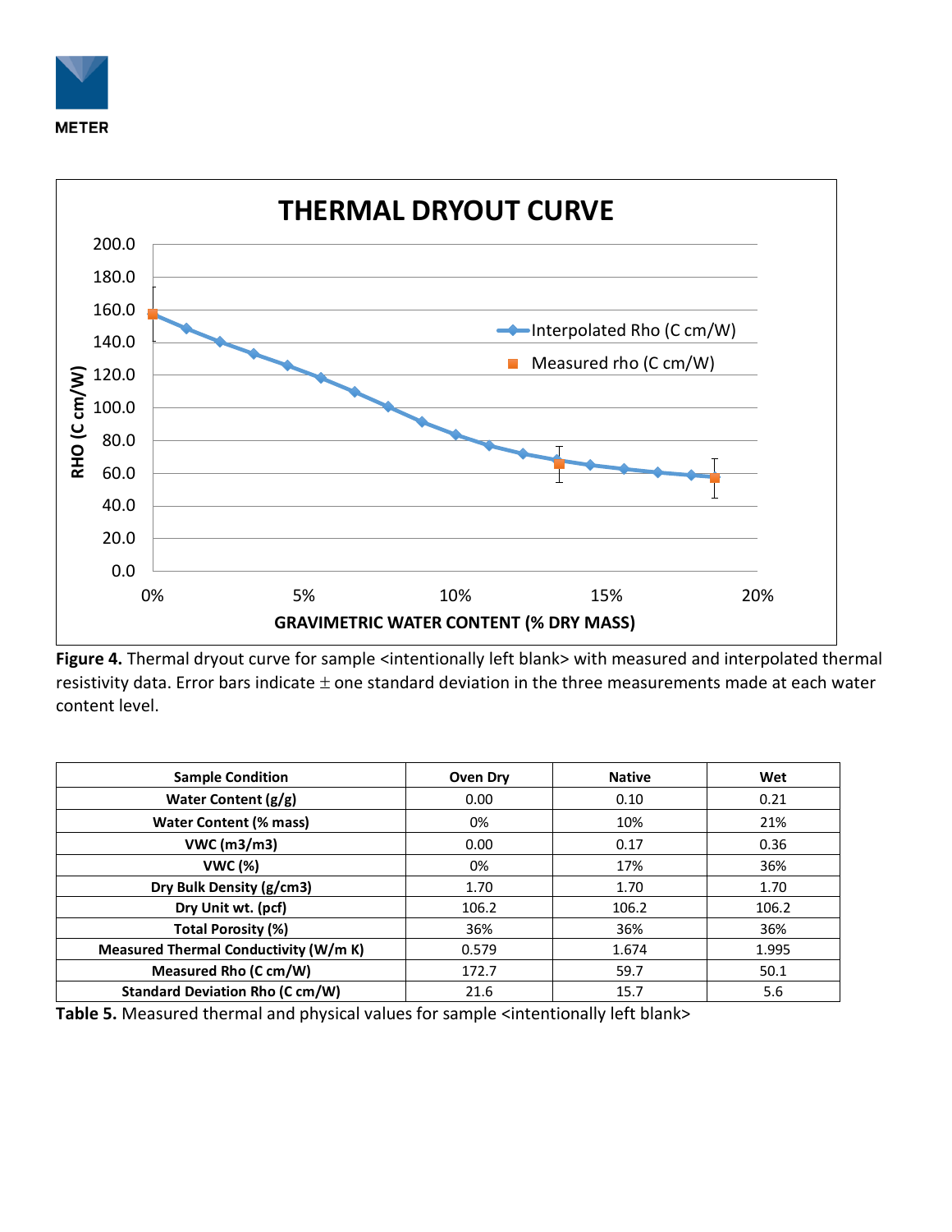**Figure 4.** Thermal dryout curve for sample <intentionally left blank> with measured and interpolated thermal resistivity data. Error bars indicate ± one standard deviation in the three measurements made at each water content level.

| Sample Condition | Oven Dry | Native | Wet |
|---|---|---|---|
| Water Content (g/g) | 0.00 | 0.10 | 0.21 |
| Water Content (% mass) | 0% | 10% | 21% |
| VWC (m3/m3) | 0.00 | 0.17 | 0.36 |
| VWC (%) | 0% | 17% | 36% |
| Dry Bulk Density (g/cm3) | 1.70 | 1.70 | 1.70 |
| Dry Unit wt. (pcf) | 106.2 | 106.2 | 106.2 |
| Total Porosity (%) | 36% | 36% | 36% |
| Measured Thermal Conductivity (W/m K) | 0.579 | 1.674 | 1.995 |
| Measured Rho (C cm/W) | 172.7 | 59.7 | 50.1 |
| Standard Deviation Rho (C cm/W) | 21.6 | 15.7 | 5.6 |

**Table 5.** Measured thermal and physical values for sample <intentionally left blank>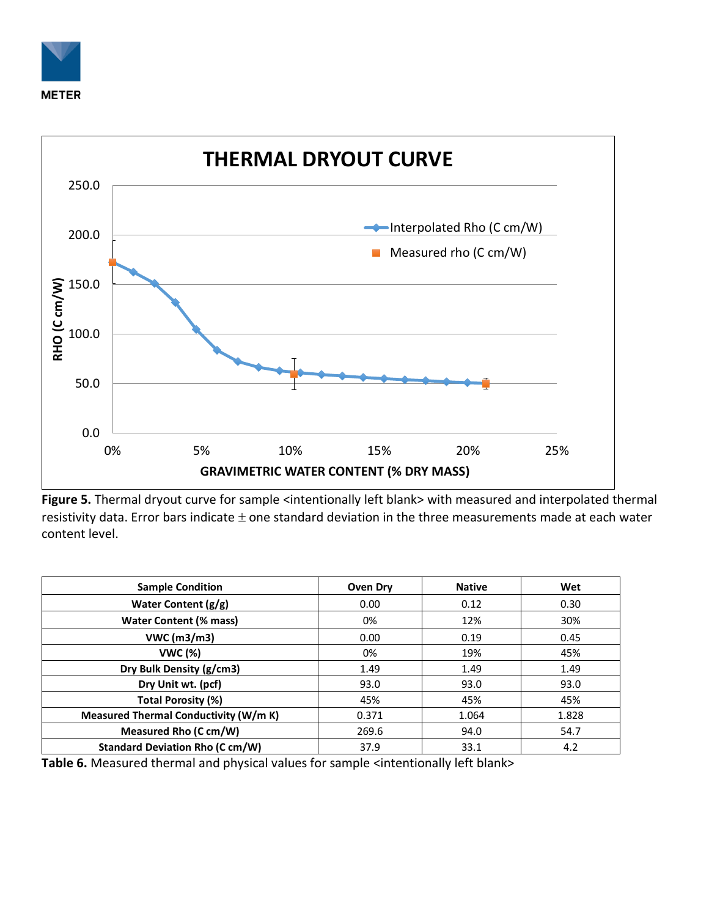**Figure 5.** Thermal dryout curve for sample <intentionally left blank> with measured and interpolated thermal resistivity data. Error bars indicate ± one standard deviation in the three measurements made at each water content level.

| Sample Condition | Oven Dry | Native | Wet |
| --- | --- | --- | --- |
| Water Content (g/g) | 0.00 | 0.12 | 0.30 |
| Water Content (% mass) | 0% | 12% | 30% |
| VWC (m3/m3) | 0.00 | 0.19 | 0.45 |
| VWC (%) | 0% | 19% | 45% |
| Dry Bulk Density (g/cm3) | 1.49 | 1.49 | 1.49 |
| Dry Unit wt. (pcf) | 93.0 | 93.0 | 93.0 |
| Total Porosity (%) | 45% | 45% | 45% |
| Measured Thermal Conductivity (W/m K) | 0.371 | 1.064 | 1.828 |
| Measured Rho (C cm/W) | 269.6 | 94.0 | 54.7 |
| Standard Deviation Rho (C cm/W) | 37.9 | 33.1 | 4.2 |

**Table 6.** Measured thermal and physical values for sample <intentionally left blank>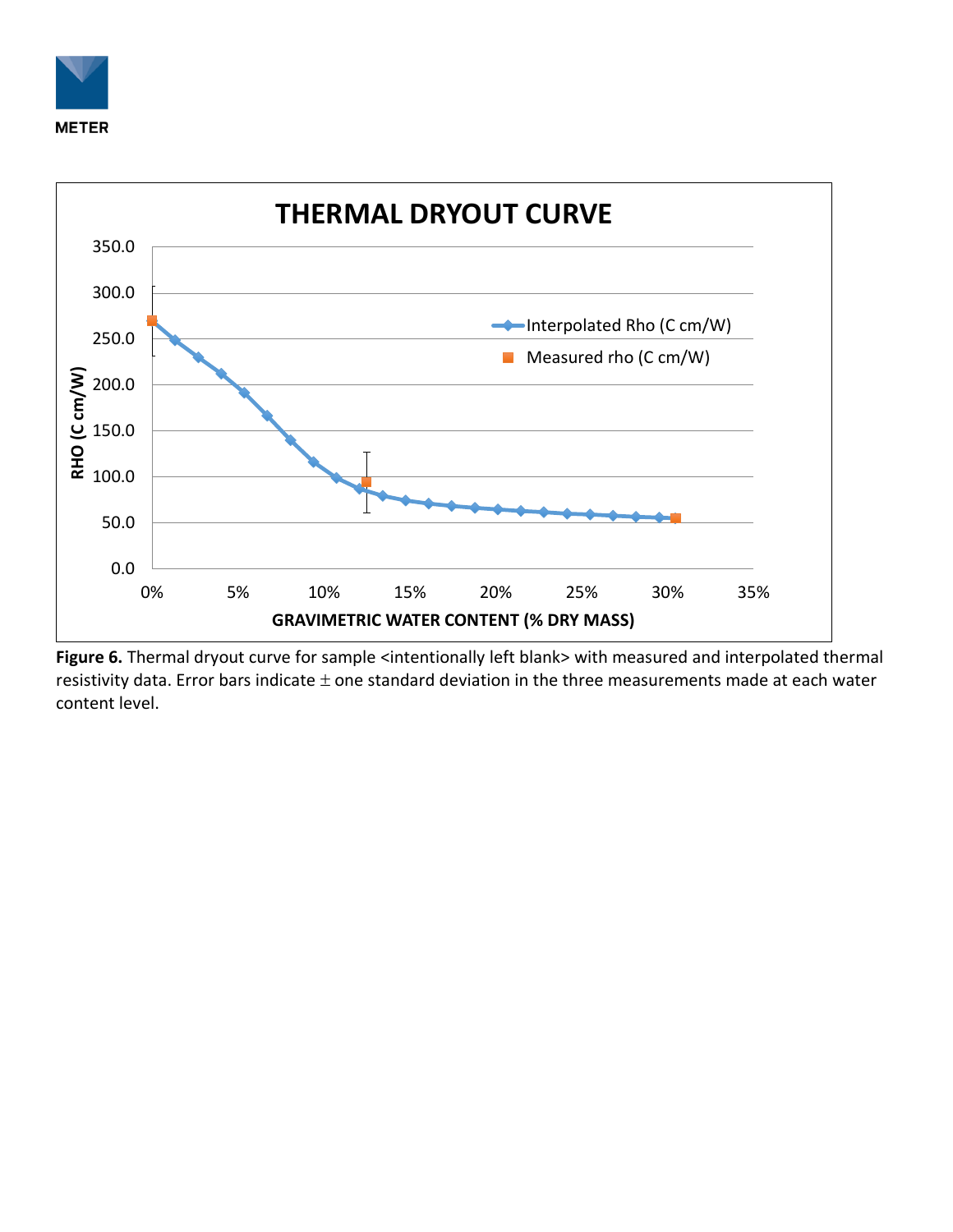**Figure 6.** Thermal dryout curve for sample <intentionally left blank> with measured and interpolated thermal resistivity data. Error bars indicate ± one standard deviation in the three measurements made at each water content level.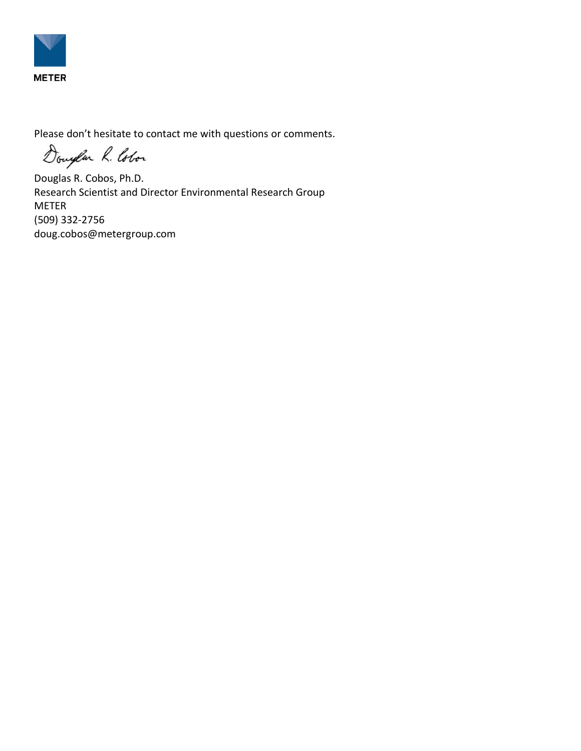Please don't hesitate to contact me with questions or comments.

Douglas R. Cobos, Ph.D.
Research Scientist and Director Environmental Research Group
METER
(509) 332-2756
doug.cobos@metergroup.com